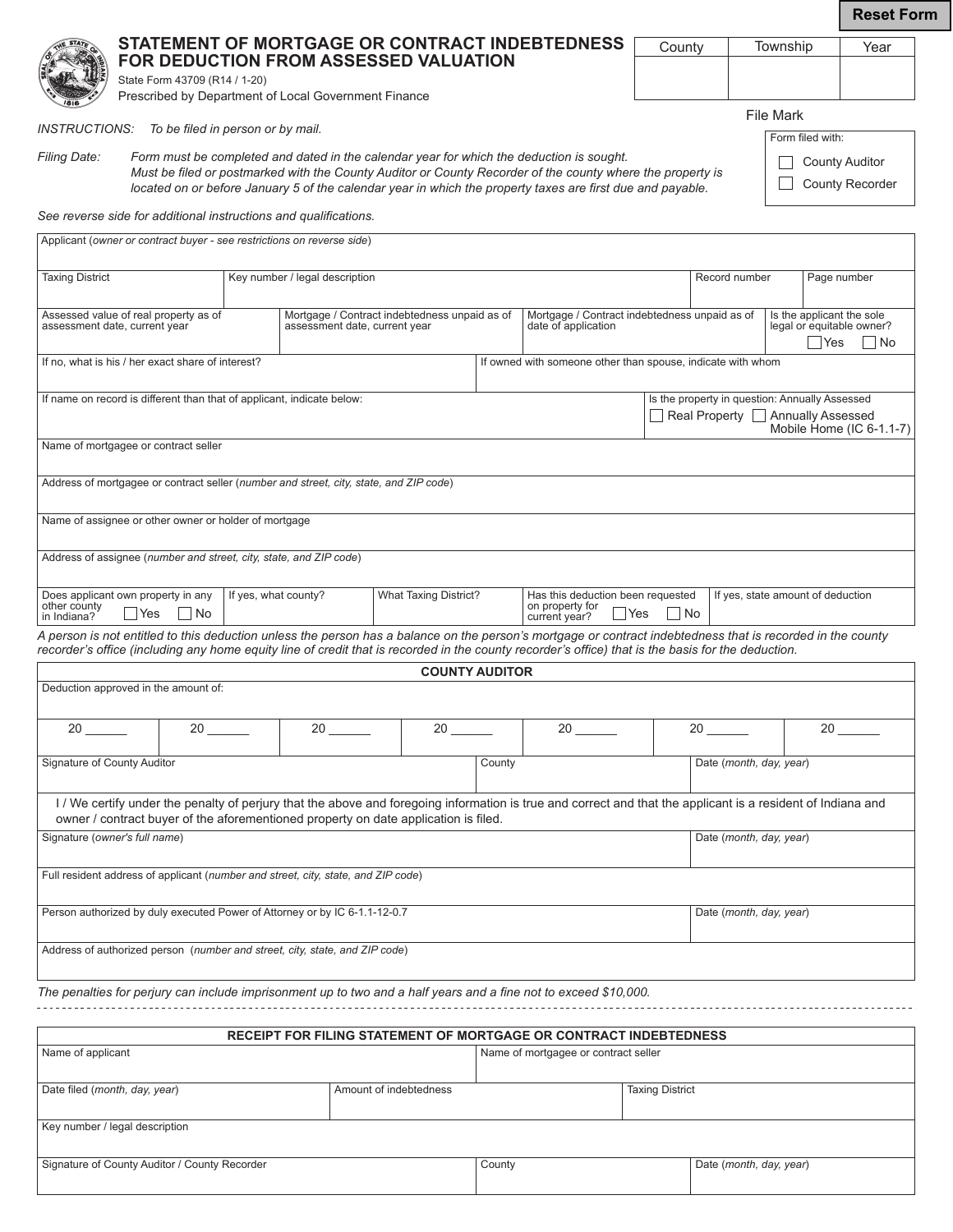Reset Form

# STATEMENT OF MORTGAGE OR CONTRACT INDEBTEDNESS FOR DEDUCTION FROM ASSESSED VALUATION

State Form 43709 (R14 / 1-20)
Prescribed by Department of Local Government Finance

| County | Township | Year |
|---|---|---|
| | | |

File Mark

Form filed with:
☐ County Auditor
☐ County Recorder

*INSTRUCTIONS: To be filed in person or by mail.*

*Filing Date: Form must be completed and dated in the calendar year for which the deduction is sought. Must be filed or postmarked with the County Auditor or County Recorder of the county where the property is located on or before January 5 of the calendar year in which the property taxes are first due and payable.*

*See reverse side for additional instructions and qualifications.*

| | | | |
|---|---|---|---|
| Applicant (*owner or contract buyer - see restrictions on reverse side*) | | | |
| Taxing District | Key number / legal description | Record number | Page number |
| Assessed value of real property as of assessment date, current year | Mortgage / Contract indebtedness unpaid as of assessment date, current year | Mortgage / Contract indebtedness unpaid as of date of application | Is the applicant the sole legal or equitable owner? ☐ Yes ☐ No |
| If no, what is his / her exact share of interest? | If owned with someone other than spouse, indicate with whom | | |
| If name on record is different than that of applicant, indicate below: | Is the property in question: Annually Assessed ☐ Real Property ☐ Annually Assessed Mobile Home (IC 6-1.1-7) | | |
| Name of mortgagee or contract seller | | | |
| Address of mortgagee or contract seller (*number and street, city, state, and ZIP code*) | | | |
| Name of assignee or other owner or holder of mortgage | | | |
| Address of assignee (*number and street, city, state, and ZIP code*) | | | |

| | | | | |
|---|---|---|---|---|
| Does applicant own property in any other county in Indiana? ☐ Yes ☐ No | If yes, what county? | What Taxing District? | Has this deduction been requested on property for current year? ☐ Yes ☐ No | If yes, state amount of deduction |

*A person is not entitled to this deduction unless the person has a balance on the person's mortgage or contract indebtedness that is recorded in the county recorder's office (including any home equity line of credit that is recorded in the county recorder's office) that is the basis for the deduction.*

## COUNTY AUDITOR

Deduction approved in the amount of:

| | | | | | | |
|---|---|---|---|---|---|---|
| 20 ______ | 20 ______ | 20 ______ | 20 ______ | 20 ______ | 20 ______ | 20 ______ |

| | | |
|---|---|---|
| Signature of County Auditor | County | Date (*month, day, year*) |

I / We certify under the penalty of perjury that the above and foregoing information is true and correct and that the applicant is a resident of Indiana and owner / contract buyer of the aforementioned property on date application is filed.

| | |
|---|---|
| Signature (*owner's full name*) | Date (*month, day, year*) |
| Full resident address of applicant (*number and street, city, state, and ZIP code*) | |
| Person authorized by duly executed Power of Attorney or by IC 6-1.1-12-0.7 | Date (*month, day, year*) |
| Address of authorized person (*number and street, city, state, and ZIP code*) | |

*The penalties for perjury can include imprisonment up to two and a half years and a fine not to exceed $10,000.*

---

## RECEIPT FOR FILING STATEMENT OF MORTGAGE OR CONTRACT INDEBTEDNESS

| | | |
|---|---|---|
| Name of applicant | Name of mortgagee or contract seller | |
| Date filed (*month, day, year*) | Amount of indebtedness | Taxing District |
| Key number / legal description | | |
| Signature of County Auditor / County Recorder | County | Date (*month, day, year*) |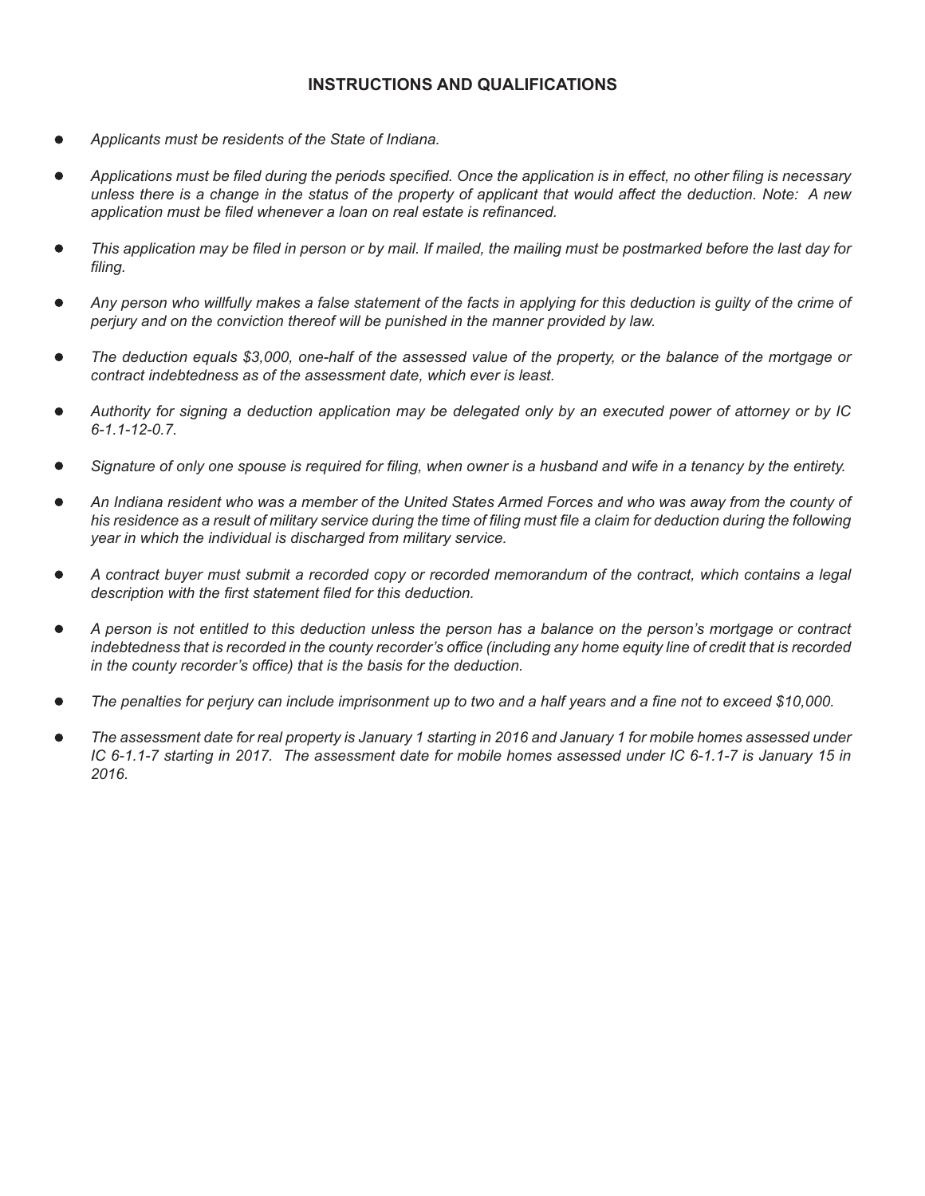## INSTRUCTIONS AND QUALIFICATIONS

- *Applicants must be residents of the State of Indiana.*
- *Applications must be filed during the periods specified. Once the application is in effect, no other filing is necessary unless there is a change in the status of the property of applicant that would affect the deduction. Note: A new application must be filed whenever a loan on real estate is refinanced.*
- *This application may be filed in person or by mail. If mailed, the mailing must be postmarked before the last day for filing.*
- *Any person who willfully makes a false statement of the facts in applying for this deduction is guilty of the crime of perjury and on the conviction thereof will be punished in the manner provided by law.*
- *The deduction equals $3,000, one-half of the assessed value of the property, or the balance of the mortgage or contract indebtedness as of the assessment date, which ever is least.*
- *Authority for signing a deduction application may be delegated only by an executed power of attorney or by IC 6-1.1-12-0.7.*
- *Signature of only one spouse is required for filing, when owner is a husband and wife in a tenancy by the entirety.*
- *An Indiana resident who was a member of the United States Armed Forces and who was away from the county of his residence as a result of military service during the time of filing must file a claim for deduction during the following year in which the individual is discharged from military service.*
- *A contract buyer must submit a recorded copy or recorded memorandum of the contract, which contains a legal description with the first statement filed for this deduction.*
- *A person is not entitled to this deduction unless the person has a balance on the person's mortgage or contract indebtedness that is recorded in the county recorder's office (including any home equity line of credit that is recorded in the county recorder's office) that is the basis for the deduction.*
- *The penalties for perjury can include imprisonment up to two and a half years and a fine not to exceed $10,000.*
- *The assessment date for real property is January 1 starting in 2016 and January 1 for mobile homes assessed under IC 6-1.1-7 starting in 2017. The assessment date for mobile homes assessed under IC 6-1.1-7 is January 15 in 2016.*